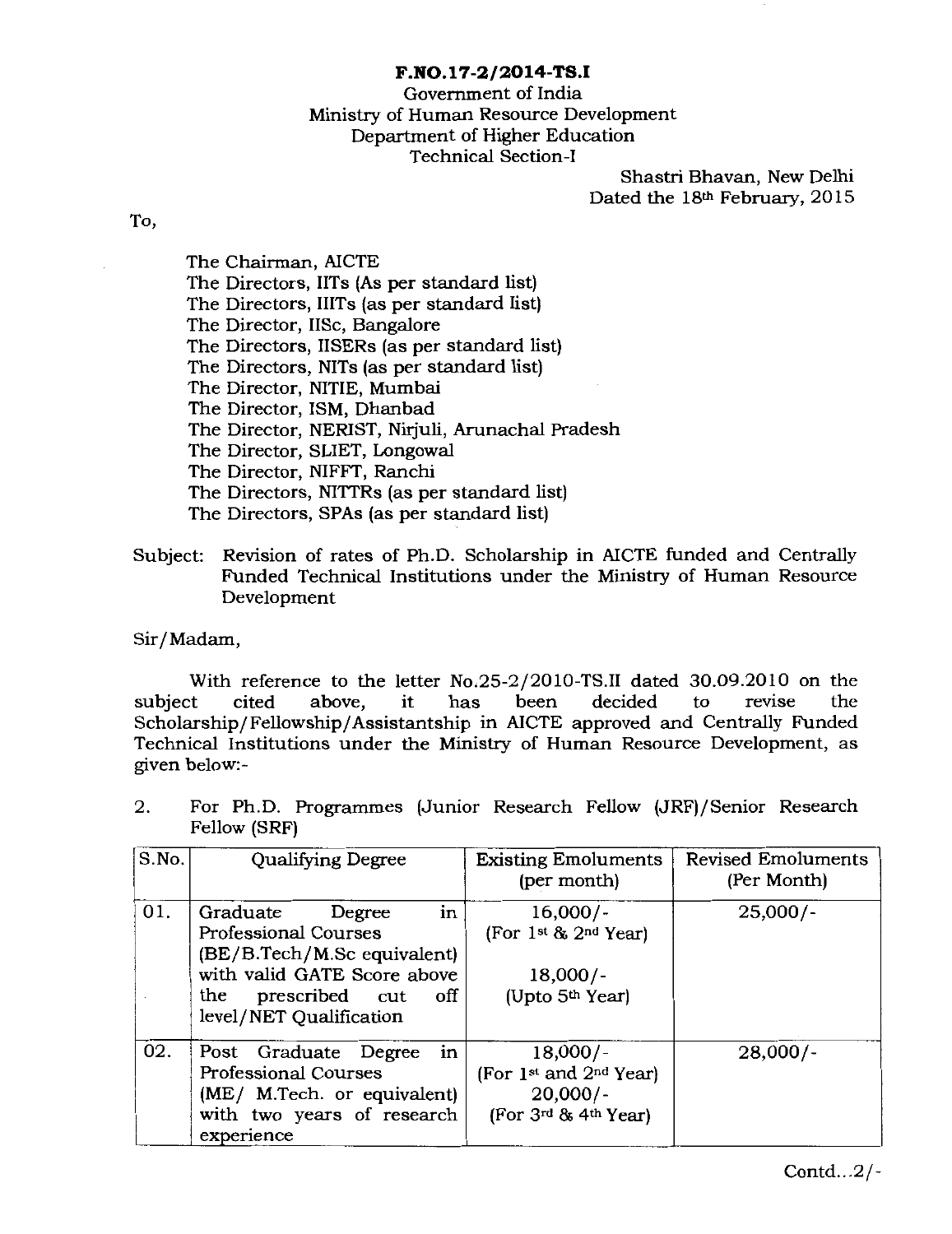**F.NO.17-2/2014-TS.I**

Government of India
Ministry of Human Resource Development
Department of Higher Education
Technical Section-I

Shastri Bhavan, New Delhi
Dated the 18th February, 2015

To,

The Chairman, AICTE
The Directors, IITs (As per standard list)
The Directors, IIITs (as per standard list)
The Director, IISc, Bangalore
The Directors, IISERs (as per standard list)
The Directors, NITs (as per standard list)
The Director, NITIE, Mumbai
The Director, ISM, Dhanbad
The Director, NERIST, Nirjuli, Arunachal Pradesh
The Director, SLIET, Longowal
The Director, NIFFT, Ranchi
The Directors, NITTRs (as per standard list)
The Directors, SPAs (as per standard list)

Subject: Revision of rates of Ph.D. Scholarship in AICTE funded and Centrally Funded Technical Institutions under the Ministry of Human Resource Development

Sir/Madam,

With reference to the letter No.25-2/2010-TS.II dated 30.09.2010 on the subject cited above, it has been decided to revise the Scholarship/Fellowship/Assistantship in AICTE approved and Centrally Funded Technical Institutions under the Ministry of Human Resource Development, as given below:-

2. For Ph.D. Programmes (Junior Research Fellow (JRF)/Senior Research Fellow (SRF)

| S.No. | Qualifying Degree | Existing Emoluments (per month) | Revised Emoluments (Per Month) |
|---|---|---|---|
| 01. | Graduate Degree in Professional Courses (BE/B.Tech/M.Sc equivalent) with valid GATE Score above the prescribed cut off level/NET Qualification | 16,000/- (For 1st & 2nd Year) 18,000/- (Upto 5th Year) | 25,000/- |
| 02. | Post Graduate Degree in Professional Courses (ME/ M.Tech. or equivalent) with two years of research experience | 18,000/- (For 1st and 2nd Year) 20,000/- (For 3rd & 4th Year) | 28,000/- |

Contd...2/-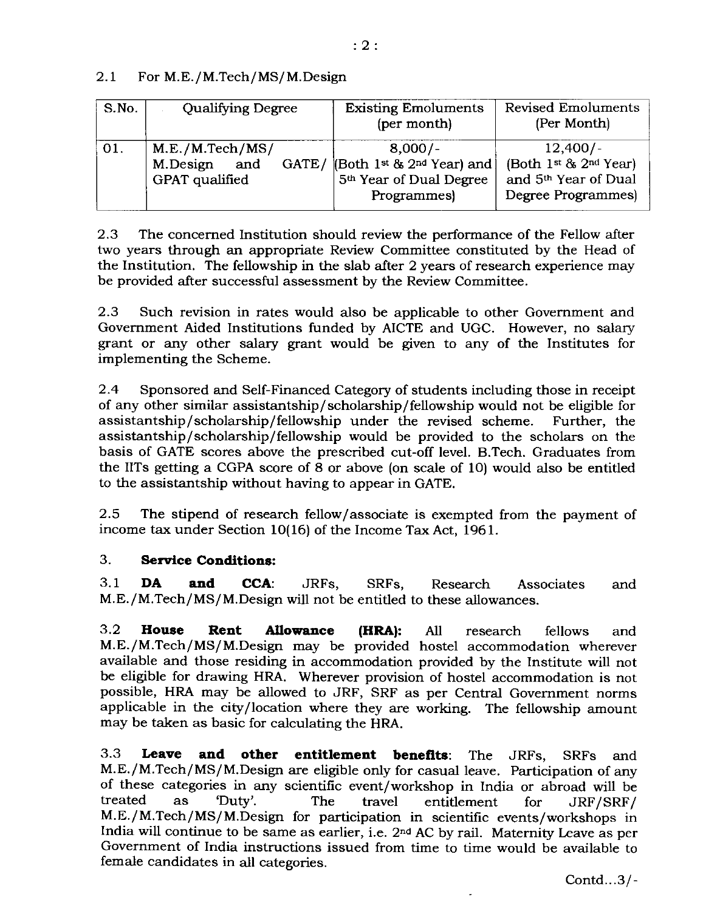2.1 For M.E./M.Tech/MS/M.Design

| S.No. | Qualifying Degree | Existing Emoluments (per month) | Revised Emoluments (Per Month) |
|---|---|---|---|
| 01. | M.E./M.Tech/MS/ M.Design and GATE/ GPAT qualified | 8,000/- (Both 1st & 2nd Year) and 5th Year of Dual Degree Programmes) | 12,400/- (Both 1st & 2nd Year) and 5th Year of Dual Degree Programmes) |

2.3 The concerned Institution should review the performance of the Fellow after two years through an appropriate Review Committee constituted by the Head of the Institution. The fellowship in the slab after 2 years of research experience may be provided after successful assessment by the Review Committee.

2.3 Such revision in rates would also be applicable to other Government and Government Aided Institutions funded by AICTE and UGC. However, no salary grant or any other salary grant would be given to any of the Institutes for implementing the Scheme.

2.4 Sponsored and Self-Financed Category of students including those in receipt of any other similar assistantship/scholarship/fellowship would not be eligible for assistantship/scholarship/fellowship under the revised scheme. Further, the assistantship/scholarship/fellowship would be provided to the scholars on the basis of GATE scores above the prescribed cut-off level. B.Tech. Graduates from the IITs getting a CGPA score of 8 or above (on scale of 10) would also be entitled to the assistantship without having to appear in GATE.

2.5 The stipend of research fellow/associate is exempted from the payment of income tax under Section 10(16) of the Income Tax Act, 1961.

### 3. **Service Conditions:**

3.1 **DA and CCA**: JRFs, SRFs, Research Associates and M.E./M.Tech/MS/M.Design will not be entitled to these allowances.

3.2 **House Rent Allowance (HRA):** All research fellows and M.E./M.Tech/MS/M.Design may be provided hostel accommodation wherever available and those residing in accommodation provided by the Institute will not be eligible for drawing HRA. Wherever provision of hostel accommodation is not possible, HRA may be allowed to JRF, SRF as per Central Government norms applicable in the city/location where they are working. The fellowship amount may be taken as basic for calculating the HRA.

3.3 **Leave and other entitlement benefits**: The JRFs, SRFs and M.E./M.Tech/MS/M.Design are eligible only for casual leave. Participation of any of these categories in any scientific event/workshop in India or abroad will be treated as 'Duty'. The travel entitlement for JRF/SRF/ M.E./M.Tech/MS/M.Design for participation in scientific events/workshops in India will continue to be same as earlier, i.e. 2nd AC by rail. Maternity Leave as per Government of India instructions issued from time to time would be available to female candidates in all categories.

Contd...3/-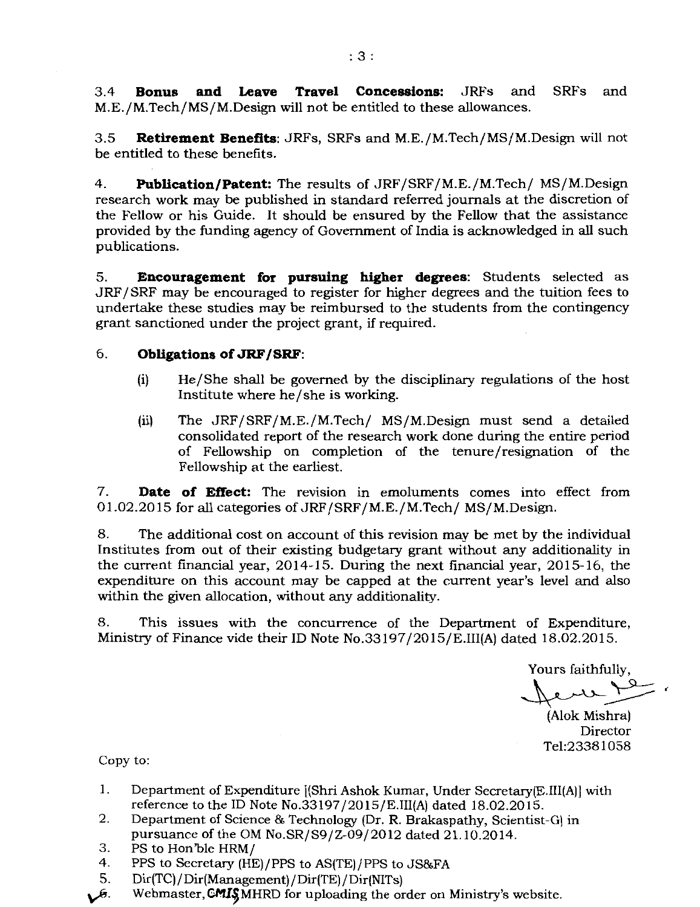3.4 **Bonus and Leave Travel Concessions:** JRFs and SRFs and M.E./M.Tech/MS/M.Design will not be entitled to these allowances.

3.5 **Retirement Benefits**: JRFs, SRFs and M.E./M.Tech/MS/M.Design will not be entitled to these benefits.

4. **Publication/Patent:** The results of JRF/SRF/M.E./M.Tech/ MS/M.Design research work may be published in standard referred journals at the discretion of the Fellow or his Guide. It should be ensured by the Fellow that the assistance provided by the funding agency of Government of India is acknowledged in all such publications.

5. **Encouragement for pursuing higher degrees**: Students selected as JRF/SRF may be encouraged to register for higher degrees and the tuition fees to undertake these studies may be reimbursed to the students from the contingency grant sanctioned under the project grant, if required.

6. **Obligations of JRF/SRF**:

   (i) He/She shall be governed by the disciplinary regulations of the host Institute where he/she is working.

   (ii) The JRF/SRF/M.E./M.Tech/ MS/M.Design must send a detailed consolidated report of the research work done during the entire period of Fellowship on completion of the tenure/resignation of the Fellowship at the earliest.

7. **Date of Effect:** The revision in emoluments comes into effect from 01.02.2015 for all categories of JRF/SRF/M.E./M.Tech/ MS/M.Design.

8. The additional cost on account of this revision may be met by the individual Institutes from out of their existing budgetary grant without any additionality in the current financial year, 2014-15. During the next financial year, 2015-16, the expenditure on this account may be capped at the current year's level and also within the given allocation, without any additionality.

8. This issues with the concurrence of the Department of Expenditure, Ministry of Finance vide their ID Note No.33197/2015/E.III(A) dated 18.02.2015.

Yours faithfully,

(Alok Mishra)
Director
Tel:23381058

Copy to:

1. Department of Expenditure [(Shri Ashok Kumar, Under Secretary(E.III(A)] with reference to the ID Note No.33197/2015/E.III(A) dated 18.02.2015.
2. Department of Science & Technology (Dr. R. Brakaspathy, Scientist-G) in pursuance of the OM No.SR/S9/Z-09/2012 dated 21.10.2014.
3. PS to Hon'ble HRM/
4. PPS to Secretary (HE)/PPS to AS(TE)/PPS to JS&FA
5. Dir(TC)/Dir(Management)/Dir(TE)/Dir(NITs)
6. Webmaster, CMIS MHRD for uploading the order on Ministry's website.